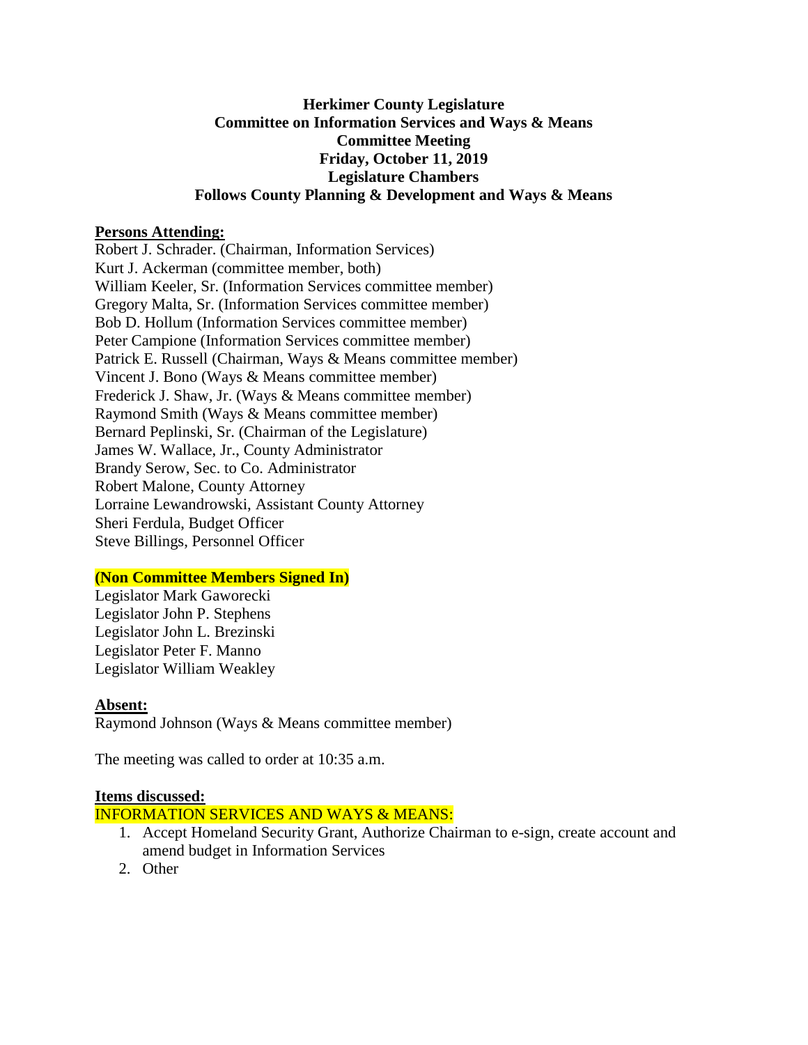**Herkimer County Legislature**
**Committee on Information Services and Ways & Means**
**Committee Meeting**
**Friday, October 11, 2019**
**Legislature Chambers**
**Follows County Planning & Development and Ways & Means**

**Persons Attending:**

Robert J. Schrader. (Chairman, Information Services)
Kurt J. Ackerman (committee member, both)
William Keeler, Sr. (Information Services committee member)
Gregory Malta, Sr. (Information Services committee member)
Bob D. Hollum (Information Services committee member)
Peter Campione (Information Services committee member)
Patrick E. Russell (Chairman, Ways & Means committee member)
Vincent J. Bono (Ways & Means committee member)
Frederick J. Shaw, Jr. (Ways & Means committee member)
Raymond Smith (Ways & Means committee member)
Bernard Peplinski, Sr. (Chairman of the Legislature)
James W. Wallace, Jr., County Administrator
Brandy Serow, Sec. to Co. Administrator
Robert Malone, County Attorney
Lorraine Lewandrowski, Assistant County Attorney
Sheri Ferdula, Budget Officer
Steve Billings, Personnel Officer

**(Non Committee Members Signed In)**

Legislator Mark Gaworecki
Legislator John P. Stephens
Legislator John L. Brezinski
Legislator Peter F. Manno
Legislator William Weakley

**Absent:**

Raymond Johnson (Ways & Means committee member)

The meeting was called to order at 10:35 a.m.

**Items discussed:**

INFORMATION SERVICES AND WAYS & MEANS:

1. Accept Homeland Security Grant, Authorize Chairman to e-sign, create account and amend budget in Information Services
2. Other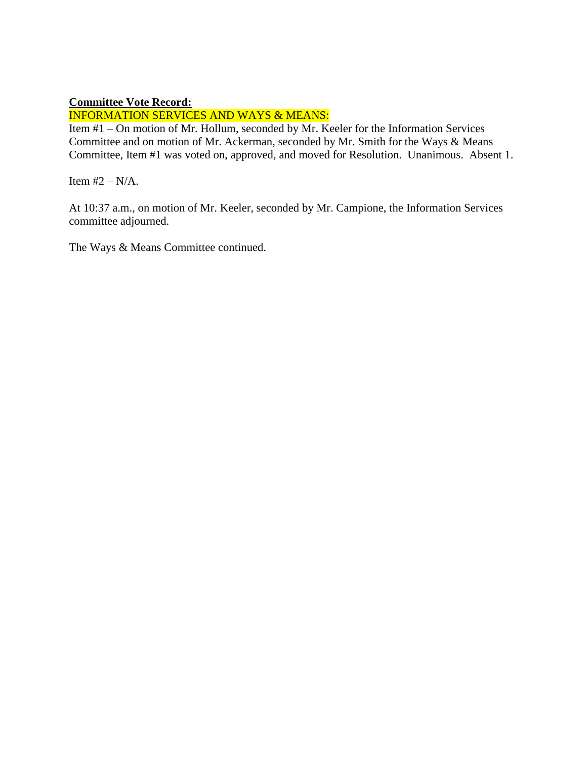**Committee Vote Record:**

INFORMATION SERVICES AND WAYS & MEANS:

Item #1 – On motion of Mr. Hollum, seconded by Mr. Keeler for the Information Services Committee and on motion of Mr. Ackerman, seconded by Mr. Smith for the Ways & Means Committee, Item #1 was voted on, approved, and moved for Resolution. Unanimous. Absent 1.

Item #2 – N/A.

At 10:37 a.m., on motion of Mr. Keeler, seconded by Mr. Campione, the Information Services committee adjourned.

The Ways & Means Committee continued.